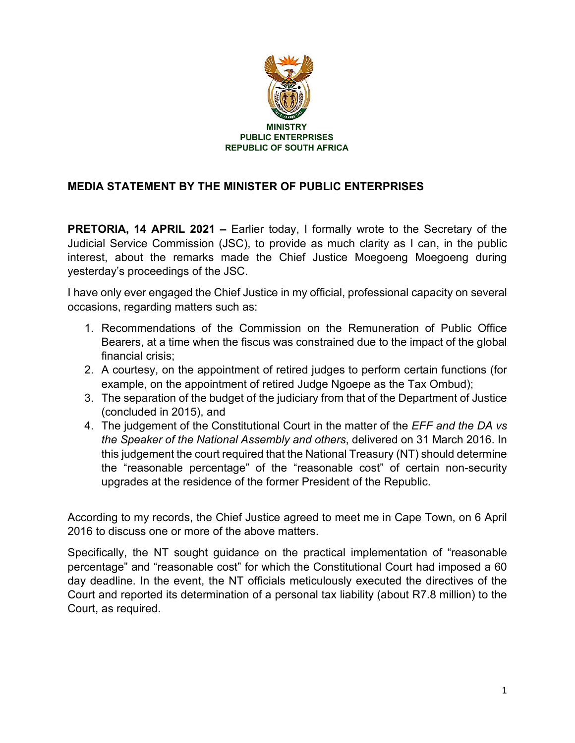**MINISTRY**
**PUBLIC ENTERPRISES**
**REPUBLIC OF SOUTH AFRICA**

## MEDIA STATEMENT BY THE MINISTER OF PUBLIC ENTERPRISES

**PRETORIA, 14 APRIL 2021 –** Earlier today, I formally wrote to the Secretary of the Judicial Service Commission (JSC), to provide as much clarity as I can, in the public interest, about the remarks made the Chief Justice Moegoeng Moegoeng during yesterday's proceedings of the JSC.

I have only ever engaged the Chief Justice in my official, professional capacity on several occasions, regarding matters such as:

1. Recommendations of the Commission on the Remuneration of Public Office Bearers, at a time when the fiscus was constrained due to the impact of the global financial crisis;
2. A courtesy, on the appointment of retired judges to perform certain functions (for example, on the appointment of retired Judge Ngoepe as the Tax Ombud);
3. The separation of the budget of the judiciary from that of the Department of Justice (concluded in 2015), and
4. The judgement of the Constitutional Court in the matter of the *EFF and the DA vs the Speaker of the National Assembly and others*, delivered on 31 March 2016. In this judgement the court required that the National Treasury (NT) should determine the "reasonable percentage" of the "reasonable cost" of certain non-security upgrades at the residence of the former President of the Republic.

According to my records, the Chief Justice agreed to meet me in Cape Town, on 6 April 2016 to discuss one or more of the above matters.

Specifically, the NT sought guidance on the practical implementation of "reasonable percentage" and "reasonable cost" for which the Constitutional Court had imposed a 60 day deadline. In the event, the NT officials meticulously executed the directives of the Court and reported its determination of a personal tax liability (about R7.8 million) to the Court, as required.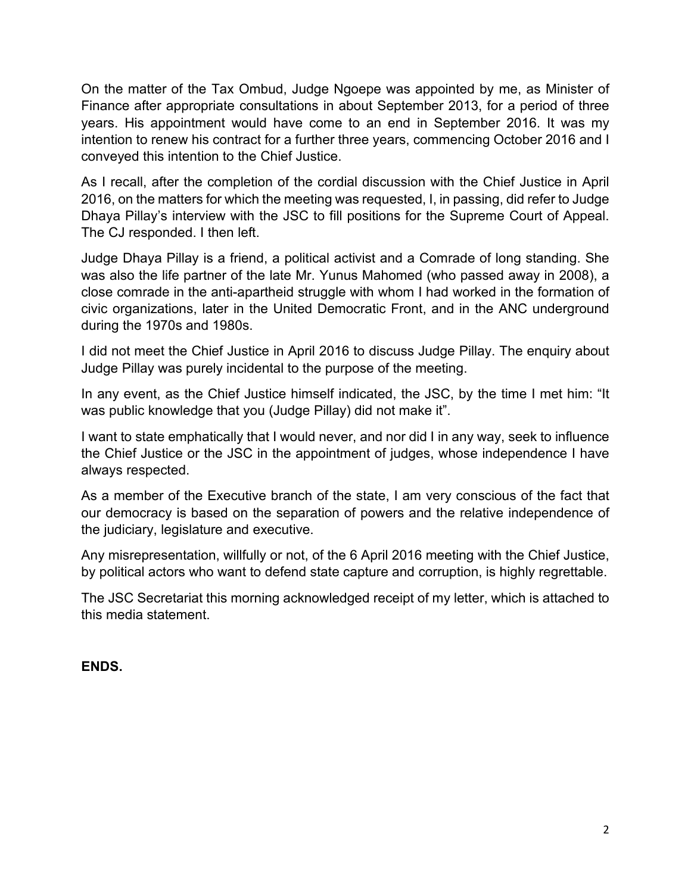On the matter of the Tax Ombud, Judge Ngoepe was appointed by me, as Minister of Finance after appropriate consultations in about September 2013, for a period of three years. His appointment would have come to an end in September 2016. It was my intention to renew his contract for a further three years, commencing October 2016 and I conveyed this intention to the Chief Justice.

As I recall, after the completion of the cordial discussion with the Chief Justice in April 2016, on the matters for which the meeting was requested, I, in passing, did refer to Judge Dhaya Pillay's interview with the JSC to fill positions for the Supreme Court of Appeal. The CJ responded. I then left.

Judge Dhaya Pillay is a friend, a political activist and a Comrade of long standing. She was also the life partner of the late Mr. Yunus Mahomed (who passed away in 2008), a close comrade in the anti-apartheid struggle with whom I had worked in the formation of civic organizations, later in the United Democratic Front, and in the ANC underground during the 1970s and 1980s.

I did not meet the Chief Justice in April 2016 to discuss Judge Pillay. The enquiry about Judge Pillay was purely incidental to the purpose of the meeting.

In any event, as the Chief Justice himself indicated, the JSC, by the time I met him: "It was public knowledge that you (Judge Pillay) did not make it".

I want to state emphatically that I would never, and nor did I in any way, seek to influence the Chief Justice or the JSC in the appointment of judges, whose independence I have always respected.

As a member of the Executive branch of the state, I am very conscious of the fact that our democracy is based on the separation of powers and the relative independence of the judiciary, legislature and executive.

Any misrepresentation, willfully or not, of the 6 April 2016 meeting with the Chief Justice, by political actors who want to defend state capture and corruption, is highly regrettable.

The JSC Secretariat this morning acknowledged receipt of my letter, which is attached to this media statement.

**ENDS.**